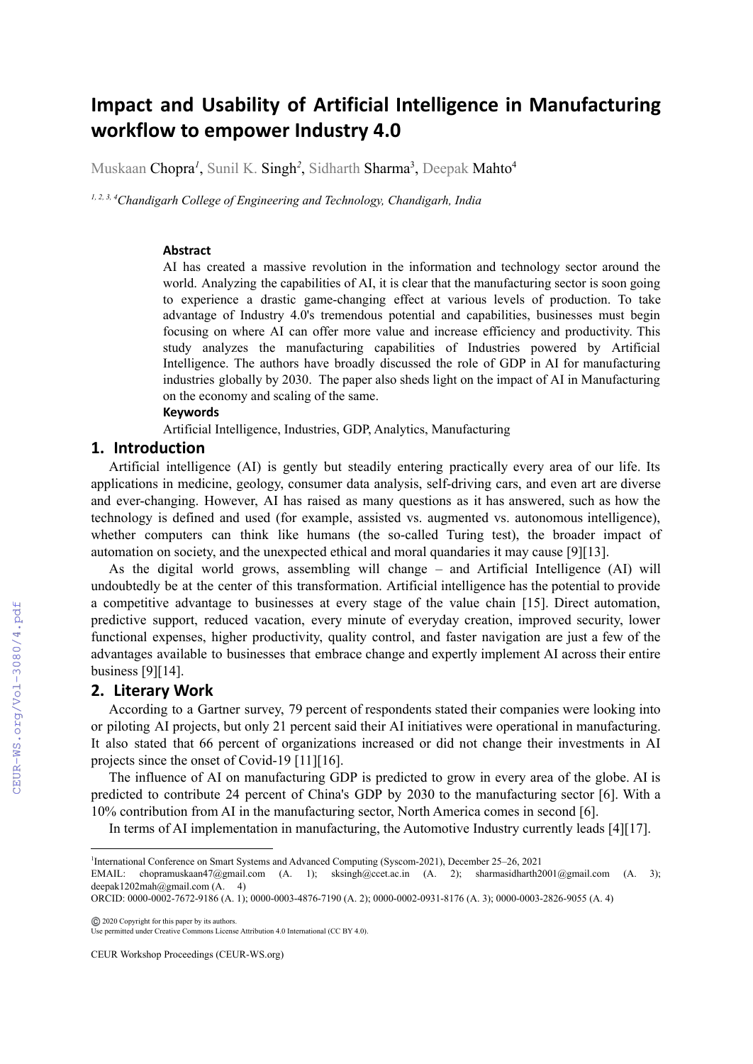# Impact and Usability of Artificial Intelligence in Manufacturing workflow to empower Industry 4.0

Muskaan Chopra[1], Sunil K. Singh[2], Sidharth Sharma[3], Deepak Mahto[4]

[1, 2, 3, 4] *Chandigarh College of Engineering and Technology, Chandigarh, India*

### Abstract

AI has created a massive revolution in the information and technology sector around the world. Analyzing the capabilities of AI, it is clear that the manufacturing sector is soon going to experience a drastic game-changing effect at various levels of production. To take advantage of Industry 4.0's tremendous potential and capabilities, businesses must begin focusing on where AI can offer more value and increase efficiency and productivity. This study analyzes the manufacturing capabilities of Industries powered by Artificial Intelligence. The authors have broadly discussed the role of GDP in AI for manufacturing industries globally by 2030. The paper also sheds light on the impact of AI in Manufacturing on the economy and scaling of the same.

### Keywords

Artificial Intelligence, Industries, GDP, Analytics, Manufacturing

## 1. Introduction

Artificial intelligence (AI) is gently but steadily entering practically every area of our life. Its applications in medicine, geology, consumer data analysis, self-driving cars, and even art are diverse and ever-changing. However, AI has raised as many questions as it has answered, such as how the technology is defined and used (for example, assisted vs. augmented vs. autonomous intelligence), whether computers can think like humans (the so-called Turing test), the broader impact of automation on society, and the unexpected ethical and moral quandaries it may cause [9][13].

As the digital world grows, assembling will change – and Artificial Intelligence (AI) will undoubtedly be at the center of this transformation. Artificial intelligence has the potential to provide a competitive advantage to businesses at every stage of the value chain [15]. Direct automation, predictive support, reduced vacation, every minute of everyday creation, improved security, lower functional expenses, higher productivity, quality control, and faster navigation are just a few of the advantages available to businesses that embrace change and expertly implement AI across their entire business [9][14].

## 2. Literary Work

According to a Gartner survey, 79 percent of respondents stated their companies were looking into or piloting AI projects, but only 21 percent said their AI initiatives were operational in manufacturing. It also stated that 66 percent of organizations increased or did not change their investments in AI projects since the onset of Covid-19 [11][16].

The influence of AI on manufacturing GDP is predicted to grow in every area of the globe. AI is predicted to contribute 24 percent of China's GDP by 2030 to the manufacturing sector [6]. With a 10% contribution from AI in the manufacturing sector, North America comes in second [6].

In terms of AI implementation in manufacturing, the Automotive Industry currently leads [4][17].

---

[1] International Conference on Smart Systems and Advanced Computing (Syscom-2021), December 25–26, 2021
EMAIL: chopramuskaan47@gmail.com (A. 1); sksingh@ccet.ac.in (A. 2); sharmasidharth2001@gmail.com (A. 3); deepak1202mah@gmail.com (A. 4)
ORCID: 0000-0002-7672-9186 (A. 1); 0000-0003-4876-7190 (A. 2); 0000-0002-0931-8176 (A. 3); 0000-0003-2826-9055 (A. 4)

© 2020 Copyright for this paper by its authors.
Use permitted under Creative Commons License Attribution 4.0 International (CC BY 4.0).

CEUR Workshop Proceedings (CEUR-WS.org)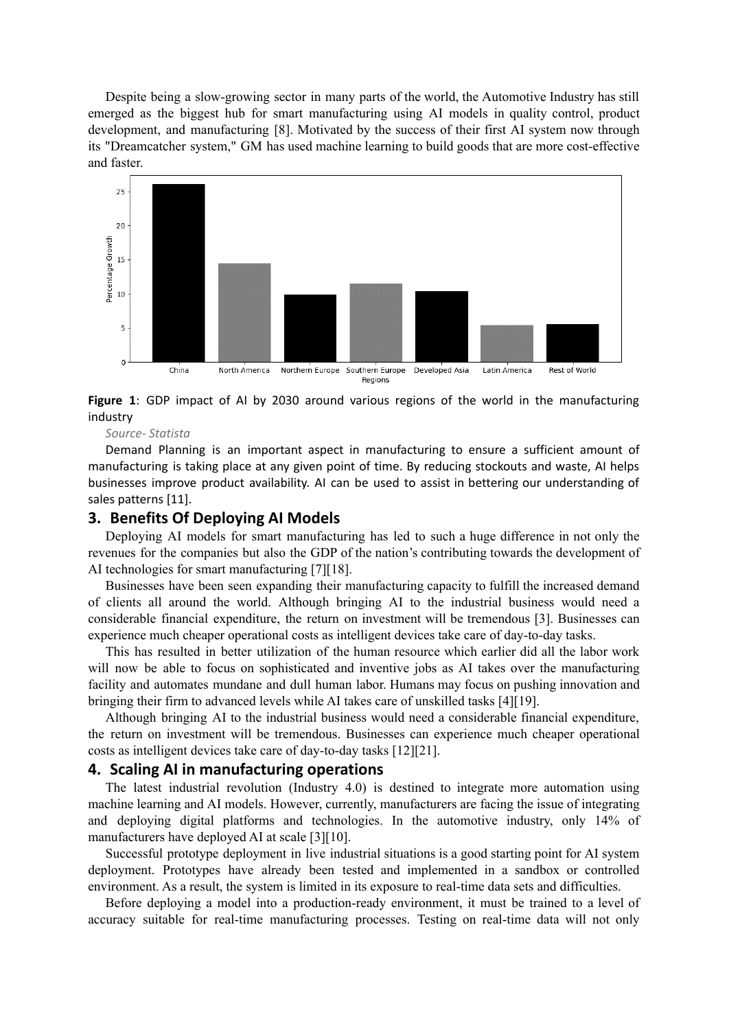Despite being a slow-growing sector in many parts of the world, the Automotive Industry has still emerged as the biggest hub for smart manufacturing using AI models in quality control, product development, and manufacturing [8]. Motivated by the success of their first AI system now through its "Dreamcatcher system," GM has used machine learning to build goods that are more cost-effective and faster.

Percentage Growth
25
20
15
10
5
0
China
North America
Northern Europe
Southern Europe
Developed Asia
Latin America
Rest of World
Regions

**Figure 1**: GDP impact of AI by 2030 around various regions of the world in the manufacturing industry

*Source- Statista*

Demand Planning is an important aspect in manufacturing to ensure a sufficient amount of manufacturing is taking place at any given point of time. By reducing stockouts and waste, AI helps businesses improve product availability. AI can be used to assist in bettering our understanding of sales patterns [11].

## 3. Benefits Of Deploying AI Models

Deploying AI models for smart manufacturing has led to such a huge difference in not only the revenues for the companies but also the GDP of the nation's contributing towards the development of AI technologies for smart manufacturing [7][18].

Businesses have been seen expanding their manufacturing capacity to fulfill the increased demand of clients all around the world. Although bringing AI to the industrial business would need a considerable financial expenditure, the return on investment will be tremendous [3]. Businesses can experience much cheaper operational costs as intelligent devices take care of day-to-day tasks.

This has resulted in better utilization of the human resource which earlier did all the labor work will now be able to focus on sophisticated and inventive jobs as AI takes over the manufacturing facility and automates mundane and dull human labor. Humans may focus on pushing innovation and bringing their firm to advanced levels while AI takes care of unskilled tasks [4][19].

Although bringing AI to the industrial business would need a considerable financial expenditure, the return on investment will be tremendous. Businesses can experience much cheaper operational costs as intelligent devices take care of day-to-day tasks [12][21].

## 4. Scaling AI in manufacturing operations

The latest industrial revolution (Industry 4.0) is destined to integrate more automation using machine learning and AI models. However, currently, manufacturers are facing the issue of integrating and deploying digital platforms and technologies. In the automotive industry, only 14% of manufacturers have deployed AI at scale [3][10].

Successful prototype deployment in live industrial situations is a good starting point for AI system deployment. Prototypes have already been tested and implemented in a sandbox or controlled environment. As a result, the system is limited in its exposure to real-time data sets and difficulties.

Before deploying a model into a production-ready environment, it must be trained to a level of accuracy suitable for real-time manufacturing processes. Testing on real-time data will not only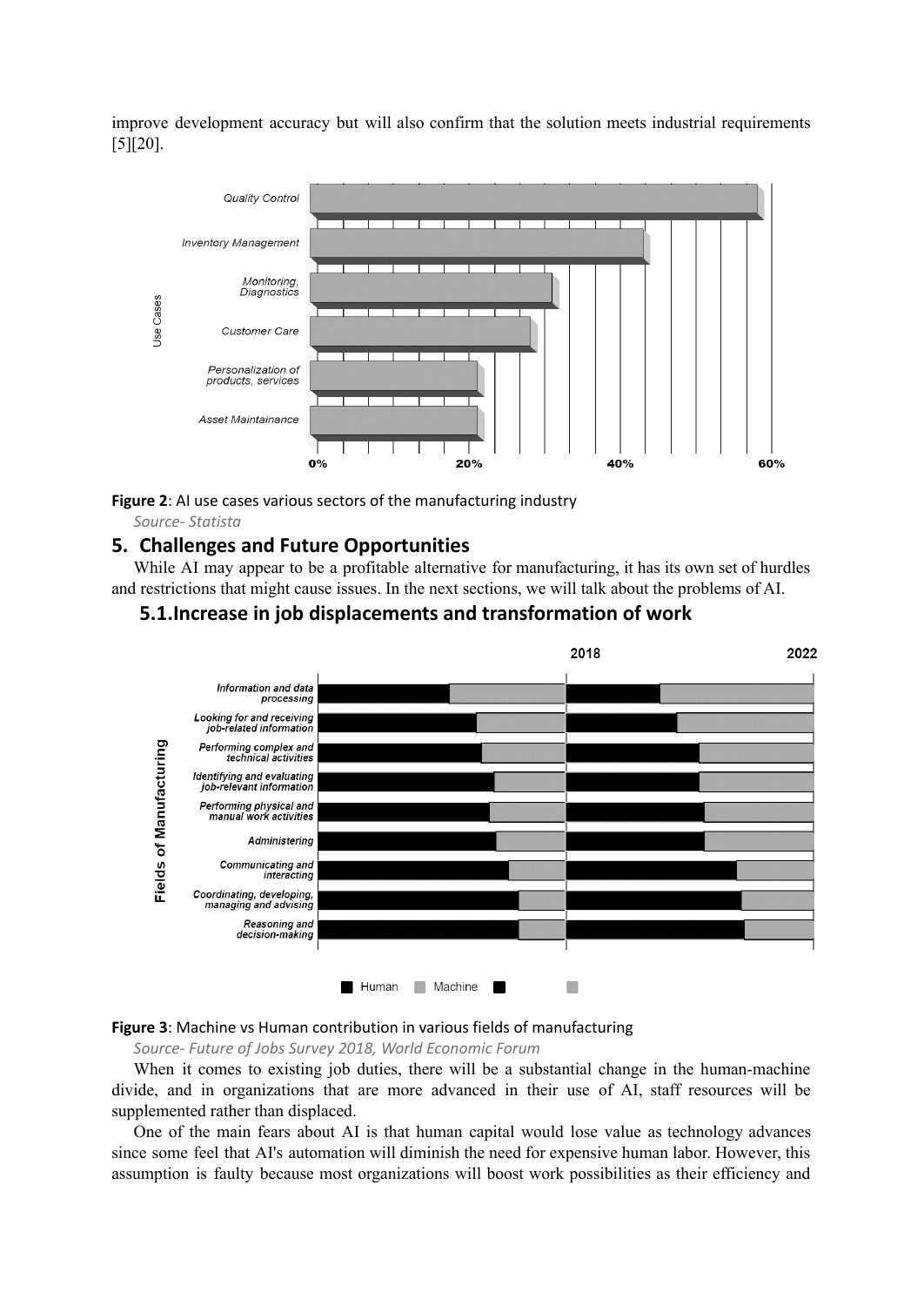improve development accuracy but will also confirm that the solution meets industrial requirements [5][20].

Use Cases

Quality Control
Inventory Management
Monitoring, Diagnostics
Customer Care
Personalization of products, services
Asset Maintainance

0%
20%
40%
60%

**Figure 2**: AI use cases various sectors of the manufacturing industry

*Source- Statista*

## 5. Challenges and Future Opportunities

While AI may appear to be a profitable alternative for manufacturing, it has its own set of hurdles and restrictions that might cause issues. In the next sections, we will talk about the problems of AI.

### 5.1. Increase in job displacements and transformation of work

2018
2022

Fields of Manufacturing

Information and data processing
Looking for and receiving job-related information
Performing complex and technical activities
Identifying and evaluating job-relevant information
Performing physical and manual work activities
Administering
Communicating and interacting
Coordinating, developing, managing and advising
Reasoning and decision-making

Human
Machine

**Figure 3**: Machine vs Human contribution in various fields of manufacturing

*Source- Future of Jobs Survey 2018, World Economic Forum*

When it comes to existing job duties, there will be a substantial change in the human-machine divide, and in organizations that are more advanced in their use of AI, staff resources will be supplemented rather than displaced.

One of the main fears about AI is that human capital would lose value as technology advances since some feel that AI's automation will diminish the need for expensive human labor. However, this assumption is faulty because most organizations will boost work possibilities as their efficiency and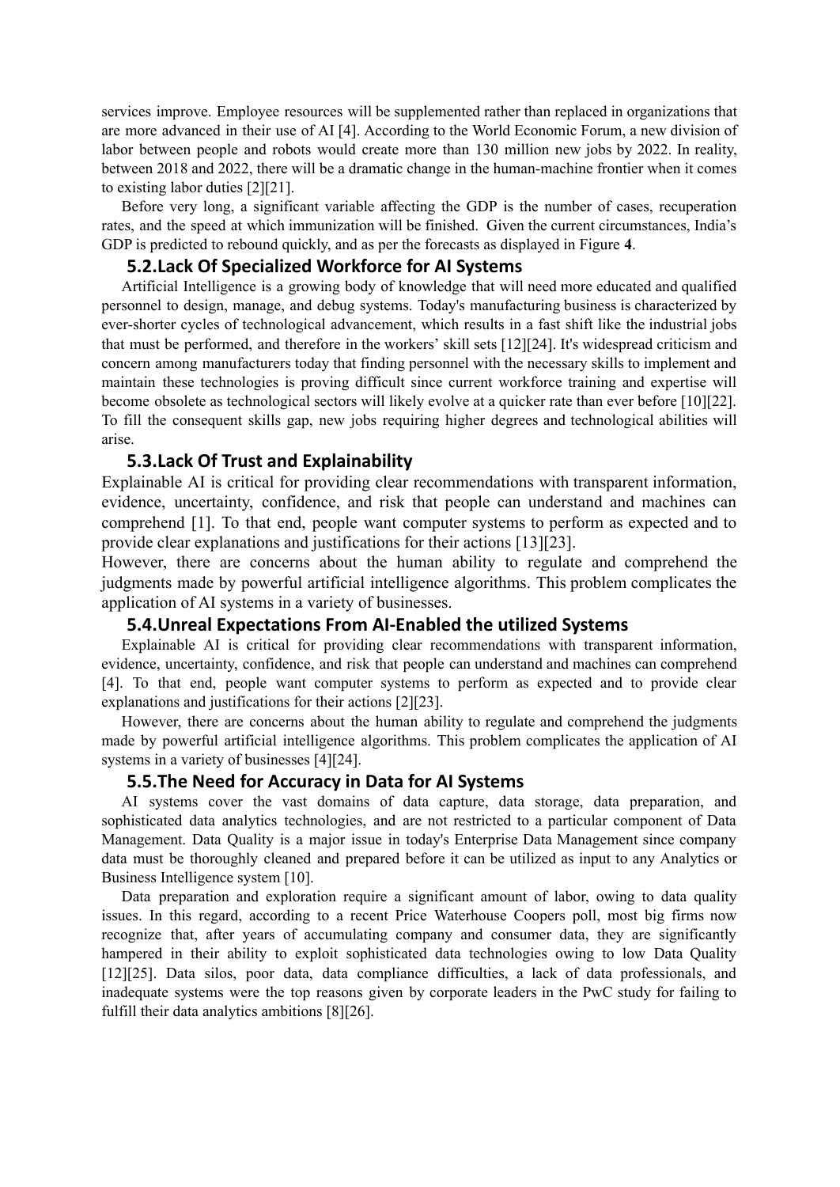services improve. Employee resources will be supplemented rather than replaced in organizations that are more advanced in their use of AI [4]. According to the World Economic Forum, a new division of labor between people and robots would create more than 130 million new jobs by 2022. In reality, between 2018 and 2022, there will be a dramatic change in the human-machine frontier when it comes to existing labor duties [2][21].

Before very long, a significant variable affecting the GDP is the number of cases, recuperation rates, and the speed at which immunization will be finished. Given the current circumstances, India's GDP is predicted to rebound quickly, and as per the forecasts as displayed in Figure **4**.

### 5.2.Lack Of Specialized Workforce for AI Systems

Artificial Intelligence is a growing body of knowledge that will need more educated and qualified personnel to design, manage, and debug systems. Today's manufacturing business is characterized by ever-shorter cycles of technological advancement, which results in a fast shift like the industrial jobs that must be performed, and therefore in the workers' skill sets [12][24]. It's widespread criticism and concern among manufacturers today that finding personnel with the necessary skills to implement and maintain these technologies is proving difficult since current workforce training and expertise will become obsolete as technological sectors will likely evolve at a quicker rate than ever before [10][22]. To fill the consequent skills gap, new jobs requiring higher degrees and technological abilities will arise.

### 5.3.Lack Of Trust and Explainability

Explainable AI is critical for providing clear recommendations with transparent information, evidence, uncertainty, confidence, and risk that people can understand and machines can comprehend [1]. To that end, people want computer systems to perform as expected and to provide clear explanations and justifications for their actions [13][23].

However, there are concerns about the human ability to regulate and comprehend the judgments made by powerful artificial intelligence algorithms. This problem complicates the application of AI systems in a variety of businesses.

### 5.4.Unreal Expectations From AI-Enabled the utilized Systems

Explainable AI is critical for providing clear recommendations with transparent information, evidence, uncertainty, confidence, and risk that people can understand and machines can comprehend [4]. To that end, people want computer systems to perform as expected and to provide clear explanations and justifications for their actions [2][23].

However, there are concerns about the human ability to regulate and comprehend the judgments made by powerful artificial intelligence algorithms. This problem complicates the application of AI systems in a variety of businesses [4][24].

### 5.5.The Need for Accuracy in Data for AI Systems

AI systems cover the vast domains of data capture, data storage, data preparation, and sophisticated data analytics technologies, and are not restricted to a particular component of Data Management. Data Quality is a major issue in today's Enterprise Data Management since company data must be thoroughly cleaned and prepared before it can be utilized as input to any Analytics or Business Intelligence system [10].

Data preparation and exploration require a significant amount of labor, owing to data quality issues. In this regard, according to a recent Price Waterhouse Coopers poll, most big firms now recognize that, after years of accumulating company and consumer data, they are significantly hampered in their ability to exploit sophisticated data technologies owing to low Data Quality [12][25]. Data silos, poor data, data compliance difficulties, a lack of data professionals, and inadequate systems were the top reasons given by corporate leaders in the PwC study for failing to fulfill their data analytics ambitions [8][26].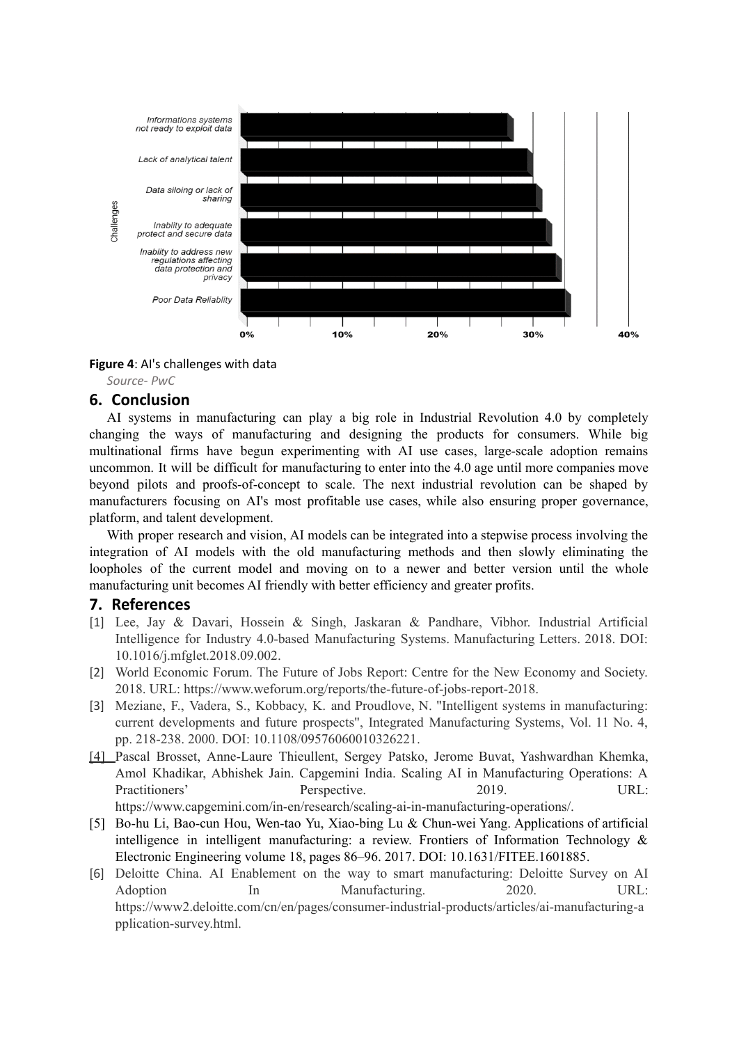Informations systems not ready to exploit data

Lack of analytical talent

Data siloing or lack of sharing

Inablity to adequate protect and secure data

Inablity to address new regulations affecting data protection and privacy

Poor Data Reliablity

Challenges

0%

10%

20%

30%

40%

**Figure 4**: AI's challenges with data

*Source- PwC*

## 6. Conclusion

AI systems in manufacturing can play a big role in Industrial Revolution 4.0 by completely changing the ways of manufacturing and designing the products for consumers. While big multinational firms have begun experimenting with AI use cases, large-scale adoption remains uncommon. It will be difficult for manufacturing to enter into the 4.0 age until more companies move beyond pilots and proofs-of-concept to scale. The next industrial revolution can be shaped by manufacturers focusing on AI's most profitable use cases, while also ensuring proper governance, platform, and talent development.

With proper research and vision, AI models can be integrated into a stepwise process involving the integration of AI models with the old manufacturing methods and then slowly eliminating the loopholes of the current model and moving on to a newer and better version until the whole manufacturing unit becomes AI friendly with better efficiency and greater profits.

## 7. References

[1] Lee, Jay & Davari, Hossein & Singh, Jaskaran & Pandhare, Vibhor. Industrial Artificial Intelligence for Industry 4.0-based Manufacturing Systems. Manufacturing Letters. 2018. DOI: 10.1016/j.mfglet.2018.09.002.

[2] World Economic Forum. The Future of Jobs Report: Centre for the New Economy and Society. 2018. URL: https://www.weforum.org/reports/the-future-of-jobs-report-2018.

[3] Meziane, F., Vadera, S., Kobbacy, K. and Proudlove, N. "Intelligent systems in manufacturing: current developments and future prospects", Integrated Manufacturing Systems, Vol. 11 No. 4, pp. 218-238. 2000. DOI: 10.1108/09576060010326221.

[4] Pascal Brosset, Anne-Laure Thieullent, Sergey Patsko, Jerome Buvat, Yashwardhan Khemka, Amol Khadikar, Abhishek Jain. Capgemini India. Scaling AI in Manufacturing Operations: A Practitioners' Perspective. 2019. URL: https://www.capgemini.com/in-en/research/scaling-ai-in-manufacturing-operations/.

[5] Bo-hu Li, Bao-cun Hou, Wen-tao Yu, Xiao-bing Lu & Chun-wei Yang. Applications of artificial intelligence in intelligent manufacturing: a review. Frontiers of Information Technology & Electronic Engineering volume 18, pages 86–96. 2017. DOI: 10.1631/FITEE.1601885.

[6] Deloitte China. AI Enablement on the way to smart manufacturing: Deloitte Survey on AI Adoption In Manufacturing. 2020. URL: https://www2.deloitte.com/cn/en/pages/consumer-industrial-products/articles/ai-manufacturing-application-survey.html.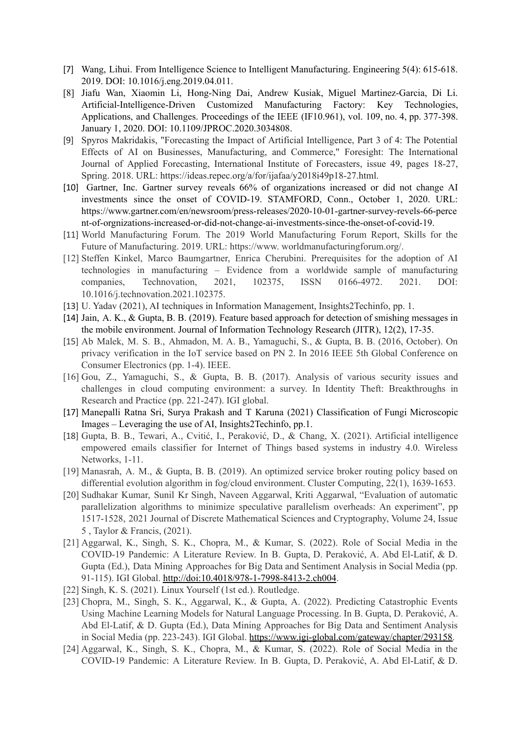[7] Wang, Lihui. From Intelligence Science to Intelligent Manufacturing. Engineering 5(4): 615-618. 2019. DOI: 10.1016/j.eng.2019.04.011.

[8] Jiafu Wan, Xiaomin Li, Hong-Ning Dai, Andrew Kusiak, Miguel Martinez-Garcia, Di Li. Artificial-Intelligence-Driven Customized Manufacturing Factory: Key Technologies, Applications, and Challenges. Proceedings of the IEEE (IF10.961), vol. 109, no. 4, pp. 377-398. January 1, 2020. DOI: 10.1109/JPROC.2020.3034808.

[9] Spyros Makridakis, "Forecasting the Impact of Artificial Intelligence, Part 3 of 4: The Potential Effects of AI on Businesses, Manufacturing, and Commerce," Foresight: The International Journal of Applied Forecasting, International Institute of Forecasters, issue 49, pages 18-27, Spring. 2018. URL: https://ideas.repec.org/a/for/ijafaa/y2018i49p18-27.html.

[10] Gartner, Inc. Gartner survey reveals 66% of organizations increased or did not change AI investments since the onset of COVID-19. STAMFORD, Conn., October 1, 2020. URL: https://www.gartner.com/en/newsroom/press-releases/2020-10-01-gartner-survey-revels-66-percent-of-orgnizations-increased-or-did-not-change-ai-investments-since-the-onset-of-covid-19.

[11] World Manufacturing Forum. The 2019 World Manufacturing Forum Report, Skills for the Future of Manufacturing. 2019. URL: https://www. worldmanufacturingforum.org/.

[12] Steffen Kinkel, Marco Baumgartner, Enrica Cherubini. Prerequisites for the adoption of AI technologies in manufacturing – Evidence from a worldwide sample of manufacturing companies, Technovation, 2021, 102375, ISSN 0166-4972. 2021. DOI: 10.1016/j.technovation.2021.102375.

[13] U. Yadav (2021), AI techniques in Information Management, Insights2Techinfo, pp. 1.

[14] Jain, A. K., & Gupta, B. B. (2019). Feature based approach for detection of smishing messages in the mobile environment. Journal of Information Technology Research (JITR), 12(2), 17-35.

[15] Ab Malek, M. S. B., Ahmadon, M. A. B., Yamaguchi, S., & Gupta, B. B. (2016, October). On privacy verification in the IoT service based on PN 2. In 2016 IEEE 5th Global Conference on Consumer Electronics (pp. 1-4). IEEE.

[16] Gou, Z., Yamaguchi, S., & Gupta, B. B. (2017). Analysis of various security issues and challenges in cloud computing environment: a survey. In Identity Theft: Breakthroughs in Research and Practice (pp. 221-247). IGI global.

[17] Manepalli Ratna Sri, Surya Prakash and T Karuna (2021) Classification of Fungi Microscopic Images – Leveraging the use of AI, Insights2Techinfo, pp.1.

[18] Gupta, B. B., Tewari, A., Cvitić, I., Peraković, D., & Chang, X. (2021). Artificial intelligence empowered emails classifier for Internet of Things based systems in industry 4.0. Wireless Networks, 1-11.

[19] Manasrah, A. M., & Gupta, B. B. (2019). An optimized service broker routing policy based on differential evolution algorithm in fog/cloud environment. Cluster Computing, 22(1), 1639-1653.

[20] Sudhakar Kumar, Sunil Kr Singh, Naveen Aggarwal, Kriti Aggarwal, "Evaluation of automatic parallelization algorithms to minimize speculative parallelism overheads: An experiment", pp 1517-1528, 2021 Journal of Discrete Mathematical Sciences and Cryptography, Volume 24, Issue 5 , Taylor & Francis, (2021).

[21] Aggarwal, K., Singh, S. K., Chopra, M., & Kumar, S. (2022). Role of Social Media in the COVID-19 Pandemic: A Literature Review. In B. Gupta, D. Peraković, A. Abd El-Latif, & D. Gupta (Ed.), Data Mining Approaches for Big Data and Sentiment Analysis in Social Media (pp. 91-115). IGI Global. http://doi:10.4018/978-1-7998-8413-2.ch004.

[22] Singh, K. S. (2021). Linux Yourself (1st ed.). Routledge.

[23] Chopra, M., Singh, S. K., Aggarwal, K., & Gupta, A. (2022). Predicting Catastrophic Events Using Machine Learning Models for Natural Language Processing. In B. Gupta, D. Peraković, A. Abd El-Latif, & D. Gupta (Ed.), Data Mining Approaches for Big Data and Sentiment Analysis in Social Media (pp. 223-243). IGI Global. https://www.igi-global.com/gateway/chapter/293158.

[24] Aggarwal, K., Singh, S. K., Chopra, M., & Kumar, S. (2022). Role of Social Media in the COVID-19 Pandemic: A Literature Review. In B. Gupta, D. Peraković, A. Abd El-Latif, & D.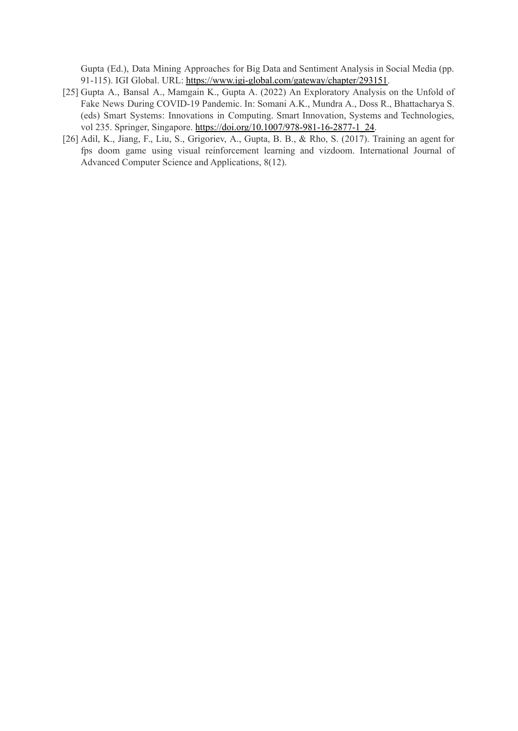Gupta (Ed.), Data Mining Approaches for Big Data and Sentiment Analysis in Social Media (pp. 91-115). IGI Global. URL: https://www.igi-global.com/gateway/chapter/293151.

[25] Gupta A., Bansal A., Mamgain K., Gupta A. (2022) An Exploratory Analysis on the Unfold of Fake News During COVID-19 Pandemic. In: Somani A.K., Mundra A., Doss R., Bhattacharya S. (eds) Smart Systems: Innovations in Computing. Smart Innovation, Systems and Technologies, vol 235. Springer, Singapore. https://doi.org/10.1007/978-981-16-2877-1_24.

[26] Adil, K., Jiang, F., Liu, S., Grigoriev, A., Gupta, B. B., & Rho, S. (2017). Training an agent for fps doom game using visual reinforcement learning and vizdoom. International Journal of Advanced Computer Science and Applications, 8(12).